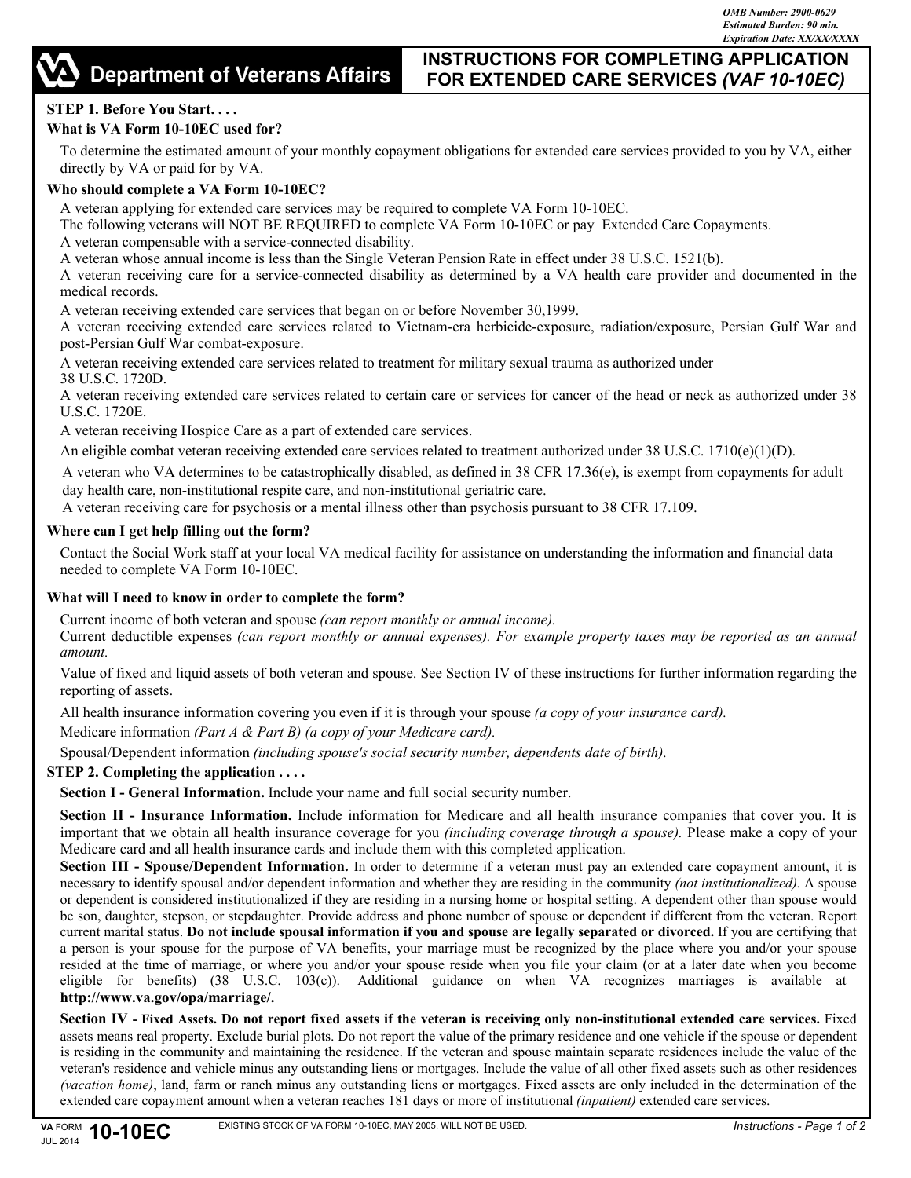OMB Number: 2900-0629
Estimated Burden: 90 min.
Expiration Date: XX/XX/XXXX

# Department of Veterans Affairs

## INSTRUCTIONS FOR COMPLETING APPLICATION FOR EXTENDED CARE SERVICES *(VAF 10-10EC)*

**STEP 1. Before You Start. . . .**

**What is VA Form 10-10EC used for?**

To determine the estimated amount of your monthly copayment obligations for extended care services provided to you by VA, either directly by VA or paid for by VA.

**Who should complete a VA Form 10-10EC?**

A veteran applying for extended care services may be required to complete VA Form 10-10EC.

The following veterans will NOT BE REQUIRED to complete VA Form 10-10EC or pay Extended Care Copayments.

A veteran compensable with a service-connected disability.

A veteran whose annual income is less than the Single Veteran Pension Rate in effect under 38 U.S.C. 1521(b).

A veteran receiving care for a service-connected disability as determined by a VA health care provider and documented in the medical records.

A veteran receiving extended care services that began on or before November 30,1999.

A veteran receiving extended care services related to Vietnam-era herbicide-exposure, radiation/exposure, Persian Gulf War and post-Persian Gulf War combat-exposure.

A veteran receiving extended care services related to treatment for military sexual trauma as authorized under 38 U.S.C. 1720D.

A veteran receiving extended care services related to certain care or services for cancer of the head or neck as authorized under 38 U.S.C. 1720E.

A veteran receiving Hospice Care as a part of extended care services.

An eligible combat veteran receiving extended care services related to treatment authorized under 38 U.S.C. 1710(e)(1)(D).

A veteran who VA determines to be catastrophically disabled, as defined in 38 CFR 17.36(e), is exempt from copayments for adult day health care, non-institutional respite care, and non-institutional geriatric care.

A veteran receiving care for psychosis or a mental illness other than psychosis pursuant to 38 CFR 17.109.

**Where can I get help filling out the form?**

Contact the Social Work staff at your local VA medical facility for assistance on understanding the information and financial data needed to complete VA Form 10-10EC.

**What will I need to know in order to complete the form?**

Current income of both veteran and spouse *(can report monthly or annual income).*

Current deductible expenses *(can report monthly or annual expenses). For example property taxes may be reported as an annual amount.*

Value of fixed and liquid assets of both veteran and spouse. See Section IV of these instructions for further information regarding the reporting of assets.

All health insurance information covering you even if it is through your spouse *(a copy of your insurance card).*

Medicare information *(Part A & Part B) (a copy of your Medicare card).*

Spousal/Dependent information *(including spouse's social security number, dependents date of birth).*

**STEP 2. Completing the application . . . .**

**Section I - General Information.** Include your name and full social security number.

**Section II - Insurance Information.** Include information for Medicare and all health insurance companies that cover you. It is important that we obtain all health insurance coverage for you *(including coverage through a spouse).* Please make a copy of your Medicare card and all health insurance cards and include them with this completed application.

**Section III - Spouse/Dependent Information.** In order to determine if a veteran must pay an extended care copayment amount, it is necessary to identify spousal and/or dependent information and whether they are residing in the community *(not institutionalized).* A spouse or dependent is considered institutionalized if they are residing in a nursing home or hospital setting. A dependent other than spouse would be son, daughter, stepson, or stepdaughter. Provide address and phone number of spouse or dependent if different from the veteran. Report current marital status. **Do not include spousal information if you and spouse are legally separated or divorced.** If you are certifying that a person is your spouse for the purpose of VA benefits, your marriage must be recognized by the place where you and/or your spouse resided at the time of marriage, or where you and/or your spouse reside when you file your claim (or at a later date when you become eligible for benefits) (38 U.S.C. 103(c)). Additional guidance on when VA recognizes marriages is available at **http://www.va.gov/opa/marriage/.**

**Section IV - Fixed Assets. Do not report fixed assets if the veteran is receiving only non-institutional extended care services.** Fixed assets means real property. Exclude burial plots. Do not report the value of the primary residence and one vehicle if the spouse or dependent is residing in the community and maintaining the residence. If the veteran and spouse maintain separate residences include the value of the veteran's residence and vehicle minus any outstanding liens or mortgages. Include the value of all other fixed assets such as other residences *(vacation home)*, land, farm or ranch minus any outstanding liens or mortgages. Fixed assets are only included in the determination of the extended care copayment amount when a veteran reaches 181 days or more of institutional *(inpatient)* extended care services.

VA FORM 10-10EC JUL 2014 — EXISTING STOCK OF VA FORM 10-10EC, MAY 2005, WILL NOT BE USED.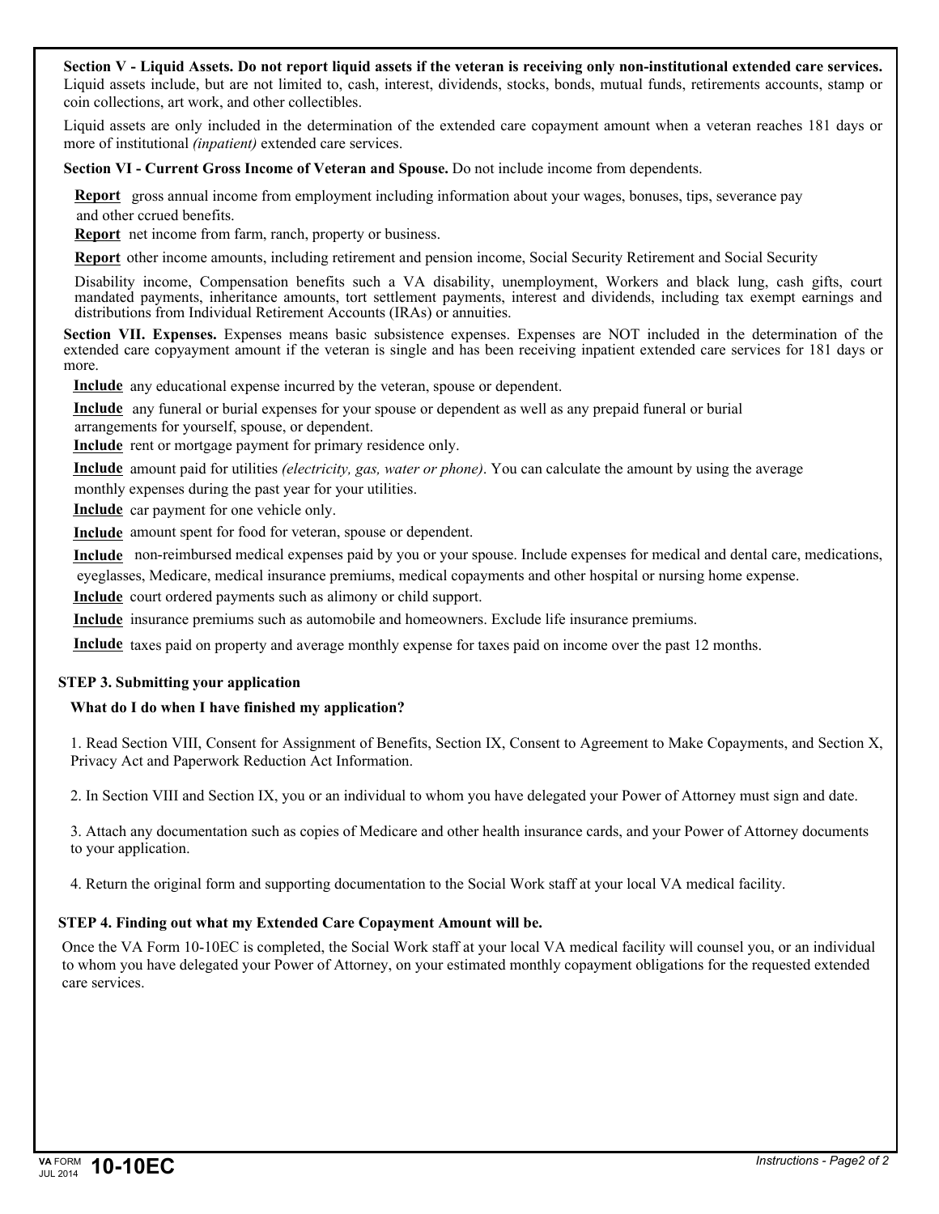**Section V - Liquid Assets. Do not report liquid assets if the veteran is receiving only non-institutional extended care services.** Liquid assets include, but are not limited to, cash, interest, dividends, stocks, bonds, mutual funds, retirements accounts, stamp or coin collections, art work, and other collectibles.

Liquid assets are only included in the determination of the extended care copayment amount when a veteran reaches 181 days or more of institutional *(inpatient)* extended care services.

**Section VI - Current Gross Income of Veteran and Spouse.** Do not include income from dependents.

**Report** gross annual income from employment including information about your wages, bonuses, tips, severance pay and other ccrued benefits.

**Report** net income from farm, ranch, property or business.

**Report** other income amounts, including retirement and pension income, Social Security Retirement and Social Security Disability income, Compensation benefits such a VA disability, unemployment, Workers and black lung, cash gifts, court mandated payments, inheritance amounts, tort settlement payments, interest and dividends, including tax exempt earnings and distributions from Individual Retirement Accounts (IRAs) or annuities.

**Section VII. Expenses.** Expenses means basic subsistence expenses. Expenses are NOT included in the determination of the extended care copyayment amount if the veteran is single and has been receiving inpatient extended care services for 181 days or more.

**Include** any educational expense incurred by the veteran, spouse or dependent.

**Include** any funeral or burial expenses for your spouse or dependent as well as any prepaid funeral or burial arrangements for yourself, spouse, or dependent.

**Include** rent or mortgage payment for primary residence only.

**Include** amount paid for utilities *(electricity, gas, water or phone)*. You can calculate the amount by using the average monthly expenses during the past year for your utilities.

**Include** car payment for one vehicle only.

**Include** amount spent for food for veteran, spouse or dependent.

**Include** non-reimbursed medical expenses paid by you or your spouse. Include expenses for medical and dental care, medications, eyeglasses, Medicare, medical insurance premiums, medical copayments and other hospital or nursing home expense.

**Include** court ordered payments such as alimony or child support.

**Include** insurance premiums such as automobile and homeowners. Exclude life insurance premiums.

**Include** taxes paid on property and average monthly expense for taxes paid on income over the past 12 months.

### STEP 3. Submitting your application

**What do I do when I have finished my application?**

1. Read Section VIII, Consent for Assignment of Benefits, Section IX, Consent to Agreement to Make Copayments, and Section X, Privacy Act and Paperwork Reduction Act Information.

2. In Section VIII and Section IX, you or an individual to whom you have delegated your Power of Attorney must sign and date.

3. Attach any documentation such as copies of Medicare and other health insurance cards, and your Power of Attorney documents to your application.

4. Return the original form and supporting documentation to the Social Work staff at your local VA medical facility.

### STEP 4. Finding out what my Extended Care Copayment Amount will be.

Once the VA Form 10-10EC is completed, the Social Work staff at your local VA medical facility will counsel you, or an individual to whom you have delegated your Power of Attorney, on your estimated monthly copayment obligations for the requested extended care services.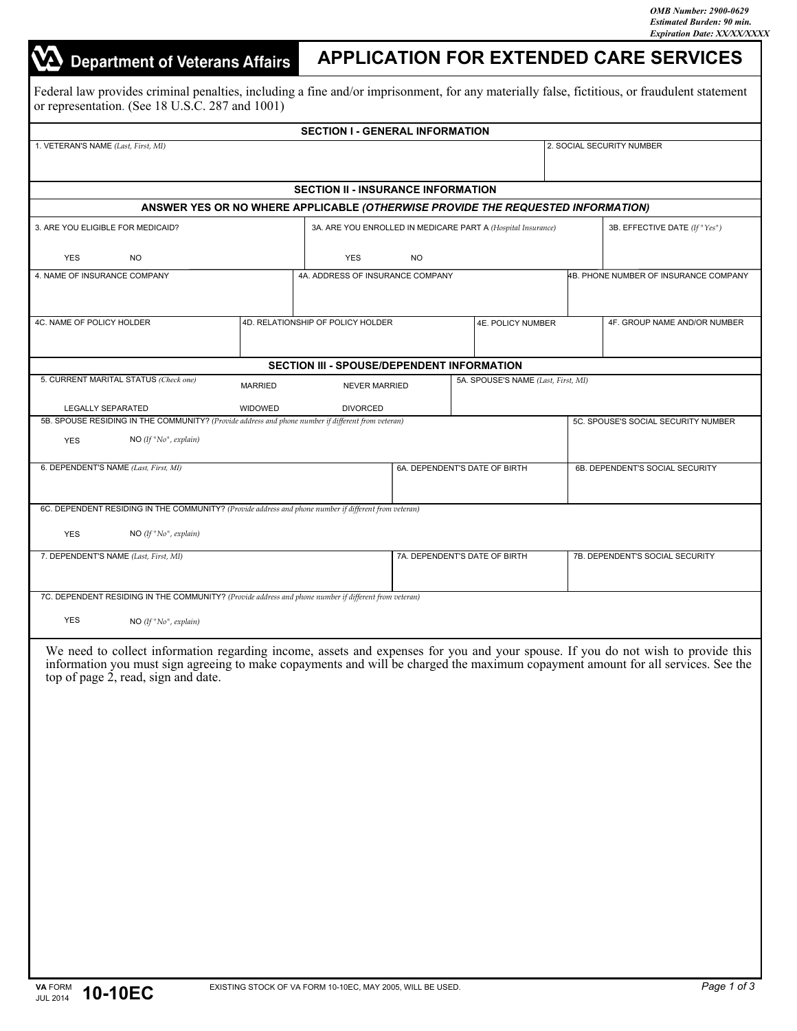OMB Number: 2900-0629
Estimated Burden: 90 min.
Expiration Date: XX/XX/XXXX

# Department of Veterans Affairs — APPLICATION FOR EXTENDED CARE SERVICES

Federal law provides criminal penalties, including a fine and/or imprisonment, for any materially false, fictitious, or fraudulent statement or representation. (See 18 U.S.C. 287 and 1001)

## SECTION I - GENERAL INFORMATION

| 1. VETERAN'S NAME *(Last, First, MI)* | 2. SOCIAL SECURITY NUMBER |
|---|---|
| | |

## SECTION II - INSURANCE INFORMATION

**ANSWER YES OR NO WHERE APPLICABLE *(OTHERWISE PROVIDE THE REQUESTED INFORMATION)***

| 3. ARE YOU ELIGIBLE FOR MEDICAID? | 3A. ARE YOU ENROLLED IN MEDICARE PART A *(Hospital Insurance)* | 3B. EFFECTIVE DATE *(If "Yes")* |
|---|---|---|
| YES NO | YES NO | |

| 4. NAME OF INSURANCE COMPANY | 4A. ADDRESS OF INSURANCE COMPANY | 4B. PHONE NUMBER OF INSURANCE COMPANY |
|---|---|---|
| | | |

| 4C. NAME OF POLICY HOLDER | 4D. RELATIONSHIP OF POLICY HOLDER | 4E. POLICY NUMBER | 4F. GROUP NAME AND/OR NUMBER |
|---|---|---|---|
| | | | |

## SECTION III - SPOUSE/DEPENDENT INFORMATION

| 5. CURRENT MARITAL STATUS *(Check one)* | 5A. SPOUSE'S NAME *(Last, First, MI)* |
|---|---|
| MARRIED NEVER MARRIED LEGALLY SEPARATED WIDOWED DIVORCED | |

| 5B. SPOUSE RESIDING IN THE COMMUNITY? *(Provide address and phone number if different from veteran)* | 5C. SPOUSE'S SOCIAL SECURITY NUMBER |
|---|---|
| YES NO *(If "No", explain)* | |

| 6. DEPENDENT'S NAME *(Last, First, MI)* | 6A. DEPENDENT'S DATE OF BIRTH | 6B. DEPENDENT'S SOCIAL SECURITY |
|---|---|---|
| | | |

6C. DEPENDENT RESIDING IN THE COMMUNITY? *(Provide address and phone number if different from veteran)*

YES NO *(If "No", explain)*

| 7. DEPENDENT'S NAME *(Last, First, MI)* | 7A. DEPENDENT'S DATE OF BIRTH | 7B. DEPENDENT'S SOCIAL SECURITY |
|---|---|---|
| | | |

7C. DEPENDENT RESIDING IN THE COMMUNITY? *(Provide address and phone number if different from veteran)*

YES NO *(If "No", explain)*

We need to collect information regarding income, assets and expenses for you and your spouse. If you do not wish to provide this information you must sign agreeing to make copayments and will be charged the maximum copayment amount for all services. See the top of page 2, read, sign and date.

VA FORM 10-10EC, JUL 2014 — EXISTING STOCK OF VA FORM 10-10EC, MAY 2005, WILL BE USED.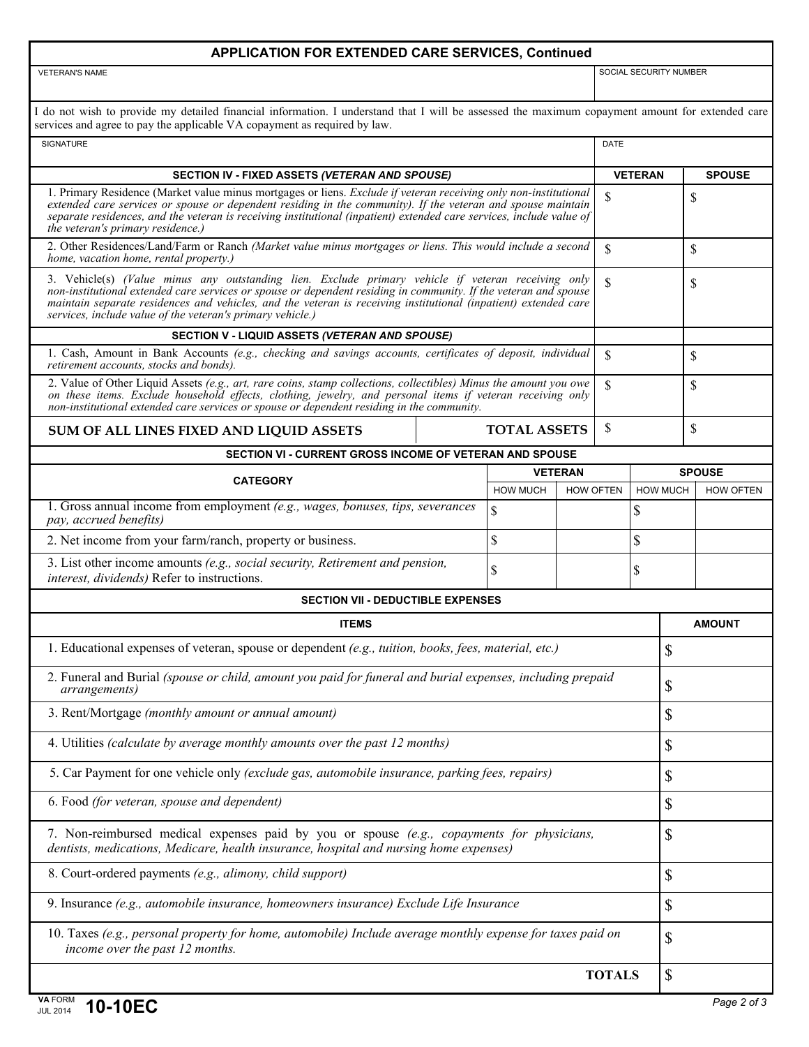## APPLICATION FOR EXTENDED CARE SERVICES, Continued

| VETERAN'S NAME | SOCIAL SECURITY NUMBER |
|---|---|
| | |

I do not wish to provide my detailed financial information. I understand that I will be assessed the maximum copayment amount for extended care services and agree to pay the applicable VA copayment as required by law.

| SIGNATURE | DATE |
|---|---|
| | |

| SECTION IV - FIXED ASSETS *(VETERAN AND SPOUSE)* | VETERAN | SPOUSE |
|---|---|---|
| 1. Primary Residence (Market value minus mortgages or liens. *Exclude if veteran receiving only non-institutional extended care services or spouse or dependent residing in the community). If the veteran and spouse maintain separate residences, and the veteran is receiving institutional (inpatient) extended care services, include value of the veteran's primary residence.)* | $ | $ |
| 2. Other Residences/Land/Farm or Ranch *(Market value minus mortgages or liens. This would include a second home, vacation home, rental property.)* | $ | $ |
| 3. Vehicle(s) *(Value minus any outstanding lien. Exclude primary vehicle if veteran receiving only non-institutional extended care services or spouse or dependent residing in community. If the veteran and spouse maintain separate residences and vehicles, and the veteran is receiving institutional (inpatient) extended care services, include value of the veteran's primary vehicle.)* | $ | $ |
| **SECTION V - LIQUID ASSETS *(VETERAN AND SPOUSE)*** | | |
| 1. Cash, Amount in Bank Accounts *(e.g., checking and savings accounts, certificates of deposit, individual retirement accounts, stocks and bonds).* | $ | $ |
| 2. Value of Other Liquid Assets *(e.g., art, rare coins, stamp collections, collectibles) Minus the amount you owe on these items. Exclude household effects, clothing, jewelry, and personal items if veteran receiving only non-institutional extended care services or spouse or dependent residing in the community.* | $ | $ |
| **SUM OF ALL LINES FIXED AND LIQUID ASSETS** — **TOTAL ASSETS** | $ | $ |

### SECTION VI - CURRENT GROSS INCOME OF VETERAN AND SPOUSE

| CATEGORY | VETERAN | | SPOUSE | |
|---|---|---|---|---|
| | HOW MUCH | HOW OFTEN | HOW MUCH | HOW OFTEN |
| 1. Gross annual income from employment *(e.g., wages, bonuses, tips, severances pay, accrued benefits)* | $ | | $ | |
| 2. Net income from your farm/ranch, property or business. | $ | | $ | |
| 3. List other income amounts *(e.g., social security, Retirement and pension, interest, dividends)* Refer to instructions. | $ | | $ | |

### SECTION VII - DEDUCTIBLE EXPENSES

| ITEMS | AMOUNT |
|---|---|
| 1. Educational expenses of veteran, spouse or dependent *(e.g., tuition, books, fees, material, etc.)* | $ |
| 2. Funeral and Burial *(spouse or child, amount you paid for funeral and burial expenses, including prepaid arrangements)* | $ |
| 3. Rent/Mortgage *(monthly amount or annual amount)* | $ |
| 4. Utilities *(calculate by average monthly amounts over the past 12 months)* | $ |
| 5. Car Payment for one vehicle only *(exclude gas, automobile insurance, parking fees, repairs)* | $ |
| 6. Food *(for veteran, spouse and dependent)* | $ |
| 7. Non-reimbursed medical expenses paid by you or spouse *(e.g., copayments for physicians, dentists, medications, Medicare, health insurance, hospital and nursing home expenses)* | $ |
| 8. Court-ordered payments *(e.g., alimony, child support)* | $ |
| 9. Insurance *(e.g., automobile insurance, homeowners insurance) Exclude Life Insurance* | $ |
| 10. Taxes *(e.g., personal property for home, automobile) Include average monthly expense for taxes paid on income over the past 12 months.* | $ |
| **TOTALS** | $ |

VA FORM JUL 2014 **10-10EC**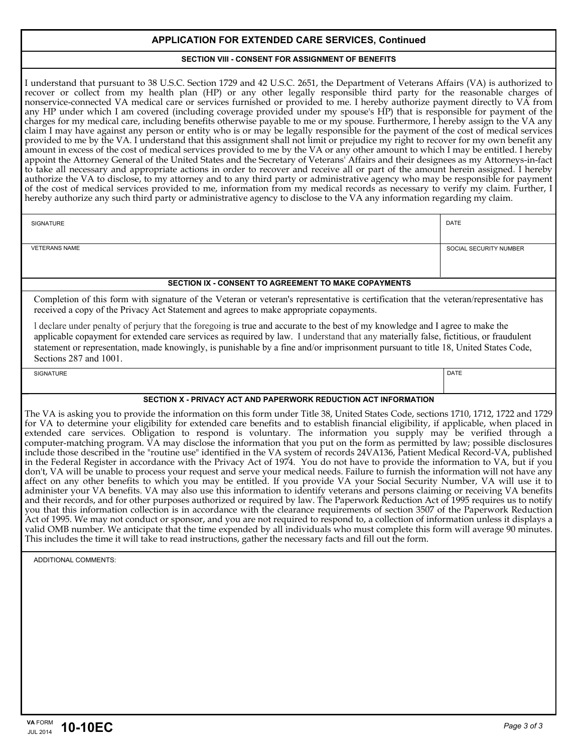## APPLICATION FOR EXTENDED CARE SERVICES, Continued

### SECTION VIII - CONSENT FOR ASSIGNMENT OF BENEFITS

I understand that pursuant to 38 U.S.C. Section 1729 and 42 U.S.C. 2651, the Department of Veterans Affairs (VA) is authorized to recover or collect from my health plan (HP) or any other legally responsible third party for the reasonable charges of nonservice-connected VA medical care or services furnished or provided to me. I hereby authorize payment directly to VA from any HP under which I am covered (including coverage provided under my spouse's HP) that is responsible for payment of the charges for my medical care, including benefits otherwise payable to me or my spouse. Furthermore, I hereby assign to the VA any claim I may have against any person or entity who is or may be legally responsible for the payment of the cost of medical services provided to me by the VA. I understand that this assignment shall not limit or prejudice my right to recover for my own benefit any amount in excess of the cost of medical services provided to me by the VA or any other amount to which I may be entitled. I hereby appoint the Attorney General of the United States and the Secretary of Veterans' Affairs and their designees as my Attorneys-in-fact to take all necessary and appropriate actions in order to recover and receive all or part of the amount herein assigned. I hereby authorize the VA to disclose, to my attorney and to any third party or administrative agency who may be responsible for payment of the cost of medical services provided to me, information from my medical records as necessary to verify my claim. Further, I hereby authorize any such third party or administrative agency to disclose to the VA any information regarding my claim.

| | |
|---|---|
| SIGNATURE | DATE |
| VETERANS NAME | SOCIAL SECURITY NUMBER |

### SECTION IX - CONSENT TO AGREEMENT TO MAKE COPAYMENTS

Completion of this form with signature of the Veteran or veteran's representative is certification that the veteran/representative has received a copy of the Privacy Act Statement and agrees to make appropriate copayments.

I declare under penalty of perjury that the foregoing is true and accurate to the best of my knowledge and I agree to make the applicable copayment for extended care services as required by law. I understand that any materially false, fictitious, or fraudulent statement or representation, made knowingly, is punishable by a fine and/or imprisonment pursuant to title 18, United States Code, Sections 287 and 1001.

| | |
|---|---|
| SIGNATURE | DATE |

### SECTION X - PRIVACY ACT AND PAPERWORK REDUCTION ACT INFORMATION

The VA is asking you to provide the information on this form under Title 38, United States Code, sections 1710, 1712, 1722 and 1729 for VA to determine your eligibility for extended care benefits and to establish financial eligibility, if applicable, when placed in extended care services. Obligation to respond is voluntary. The information you supply may be verified through a computer-matching program. VA may disclose the information that you put on the form as permitted by law; possible disclosures include those described in the "routine use" identified in the VA system of records 24VA136, Patient Medical Record-VA, published in the Federal Register in accordance with the Privacy Act of 1974. You do not have to provide the information to VA, but if you don't, VA will be unable to process your request and serve your medical needs. Failure to furnish the information will not have any affect on any other benefits to which you may be entitled. If you provide VA your Social Security Number, VA will use it to administer your VA benefits. VA may also use this information to identify veterans and persons claiming or receiving VA benefits and their records, and for other purposes authorized or required by law. The Paperwork Reduction Act of 1995 requires us to notify you that this information collection is in accordance with the clearance requirements of section 3507 of the Paperwork Reduction Act of 1995. We may not conduct or sponsor, and you are not required to respond to, a collection of information unless it displays a valid OMB number. We anticipate that the time expended by all individuals who must complete this form will average 90 minutes. This includes the time it will take to read instructions, gather the necessary facts and fill out the form.

ADDITIONAL COMMENTS:

VA FORM JUL 2014 **10-10EC**